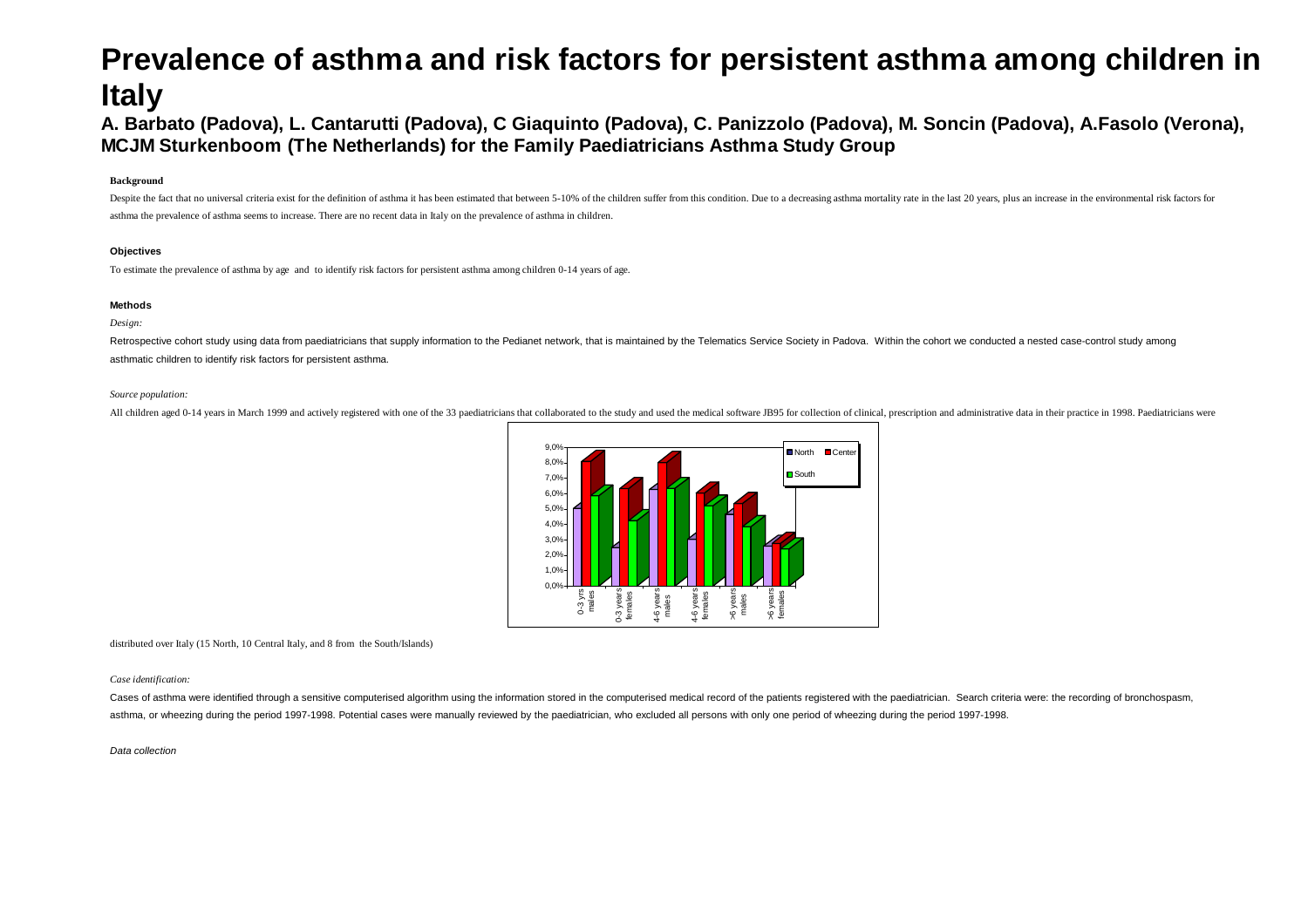# Prevalence of asthma and risk factors for persistent asthma among children in Italy

**A. Barbato (Padova), L. Cantarutti (Padova), C Giaquinto (Padova), C. Panizzolo (Padova), M. Soncin (Padova), A.Fasolo (Verona), MCJM Sturkenboom (The Netherlands) for the Family Paediatricians Asthma Study Group**

**Background**

Despite the fact that no universal criteria exist for the definition of asthma it has been estimated that between 5-10% of the children suffer from this condition. Due to a decreasing asthma mortality rate in the last 20 years, plus an increase in the environmental risk factors for asthma the prevalence of asthma seems to increase. There are no recent data in Italy on the prevalence of asthma in children.

**Objectives**

To estimate the prevalence of asthma by age and to identify risk factors for persistent asthma among children 0-14 years of age.

**Methods**

*Design:*

Retrospective cohort study using data from paediatricians that supply information to the Pedianet network, that is maintained by the Telematics Service Society in Padova. Within the cohort we conducted a nested case-control study among asthmatic children to identify risk factors for persistent asthma.

*Source population:*

All children aged 0-14 years in March 1999 and actively registered with one of the 33 paediatricians that collaborated to the study and used the medical software JB95 for collection of clinical, prescription and administrative data in their practice in 1998. Paediatricians were distributed over Italy (15 North, 10 Central Italy, and 8 from the South/Islands)

*Case identification:*

Cases of asthma were identified through a sensitive computerised algorithm using the information stored in the computerised medical record of the patients registered with the paediatrician. Search criteria were: the recording of bronchospasm, asthma, or wheezing during the period 1997-1998. Potential cases were manually reviewed by the paediatrician, who excluded all persons with only one period of wheezing during the period 1997-1998.

*Data collection*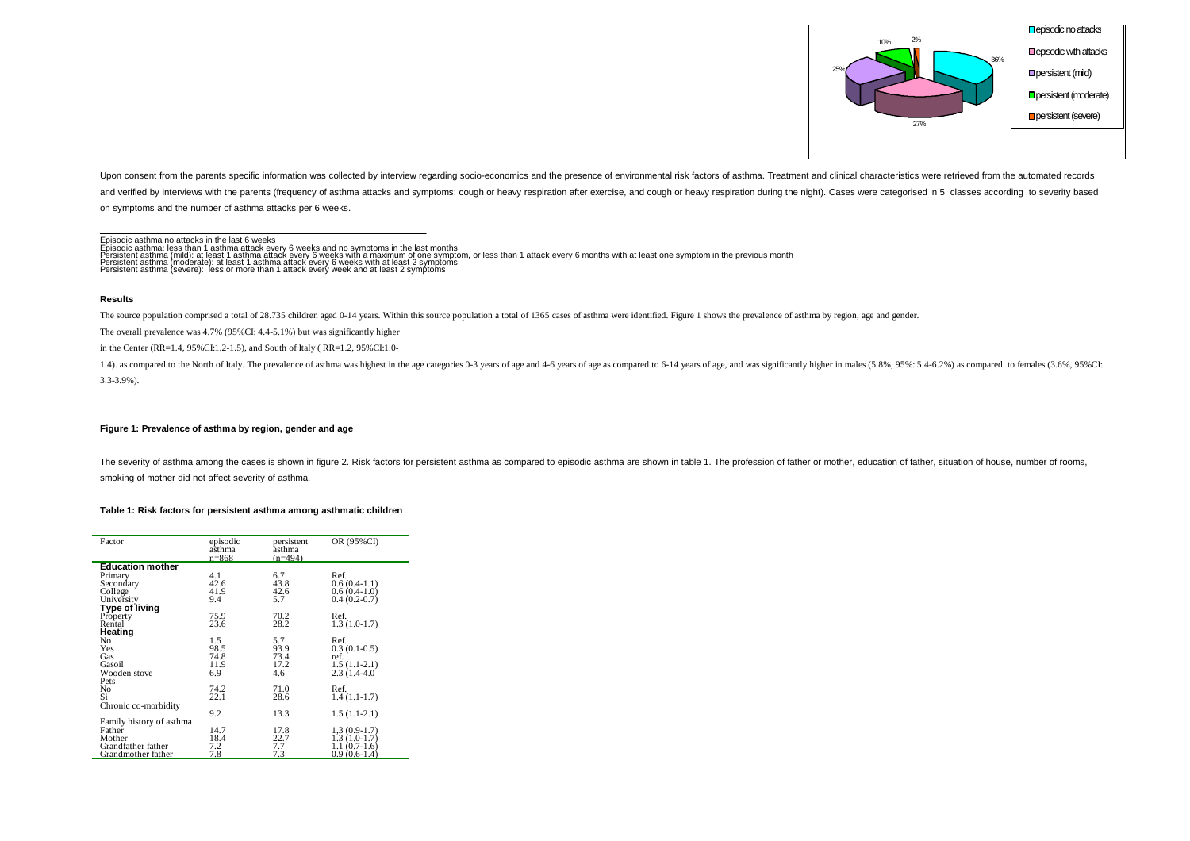Upon consent from the parents specific information was collected by interview regarding socio-economics and the presence of environmental risk factors of asthma. Treatment and clinical characteristics were retrieved from the automated records and verified by interviews with the parents (frequency of asthma attacks and symptoms: cough or heavy respiration after exercise, and cough or heavy respiration during the night). Cases were categorised in 5 classes according to severity based on symptoms and the number of asthma attacks per 6 weeks.

Episodic asthma no attacks in the last 6 weeks
Episodic asthma: less than 1 asthma attack every 6 weeks and no symptoms in the last months
Persistent asthma (mild): at least 1 asthma attack every 6 weeks with a maximum of one symptom, or less than 1 attack every 6 months with at least one symptom in the previous month
Persistent asthma (moderate): at least 1 asthma attack every 6 weeks with at least 2 symptoms
Persistent asthma (severe): less or more than 1 attack every week and at least 2 symptoms

### Results

The source population comprised a total of 28.735 children aged 0-14 years. Within this source population a total of 1365 cases of asthma were identified. Figure 1 shows the prevalence of asthma by region, age and gender.

The overall prevalence was 4.7% (95%CI: 4.4-5.1%) but was significantly higher

in the Center (RR=1.4, 95%CI:1.2-1.5), and South of Italy ( RR=1.2, 95%CI:1.0-

1.4). as compared to the North of Italy. The prevalence of asthma was highest in the age categories 0-3 years of age and 4-6 years of age as compared to 6-14 years of age, and was significantly higher in males (5.8%, 95%: 5.4-6.2%) as compared to females (3.6%, 95%CI: 3.3-3.9%).

**Figure 1: Prevalence of asthma by region, gender and age**

The severity of asthma among the cases is shown in figure 2. Risk factors for persistent asthma as compared to episodic asthma are shown in table 1. The profession of father or mother, education of father, situation of house, number of rooms, smoking of mother did not affect severity of asthma.

**Table 1: Risk factors for persistent asthma among asthmatic children**

| Factor | episodic asthma n=868 | persistent asthma (n=494) | OR (95%CI) |
|---|---|---|---|
| **Education mother** | | | |
| Primary | 4.1 | 6.7 | Ref. |
| Secondary | 42.6 | 43.8 | 0.6 (0.4-1.1) |
| College | 41.9 | 42.6 | 0.6 (0.4-1.0) |
| University | 9.4 | 5.7 | 0.4 (0.2-0.7) |
| **Type of living** | | | |
| Property | 75.9 | 70.2 | Ref. |
| Rental | 23.6 | 28.2 | 1.3 (1.0-1.7) |
| **Heating** | | | |
| No | 1.5 | 5.7 | Ref. |
| Yes | 98.5 | 93.9 | 0.3 (0.1-0.5) |
| Gas | 74.8 | 73.4 | ref. |
| Gasoil | 11.9 | 17.2 | 1.5 (1.1-2.1) |
| Wooden stove | 6.9 | 4.6 | 2.3 (1.4-4.0 |
| Pets | | | |
| No | 74.2 | 71.0 | Ref. |
| Si | 22.1 | 28.6 | 1.4 (1.1-1.7) |
| Chronic co-morbidity | 9.2 | 13.3 | 1.5 (1.1-2.1) |
| Family history of asthma | | | |
| Father | 14.7 | 17.8 | 1,3 (0.9-1.7) |
| Mother | 18.4 | 22.7 | 1.3 (1.0-1.7) |
| Grandfather father | 7.2 | 7.7 | 1.1 (0.7-1.6) |
| Grandmother father | 7.8 | 7.3 | 0.9 (0.6-1.4) |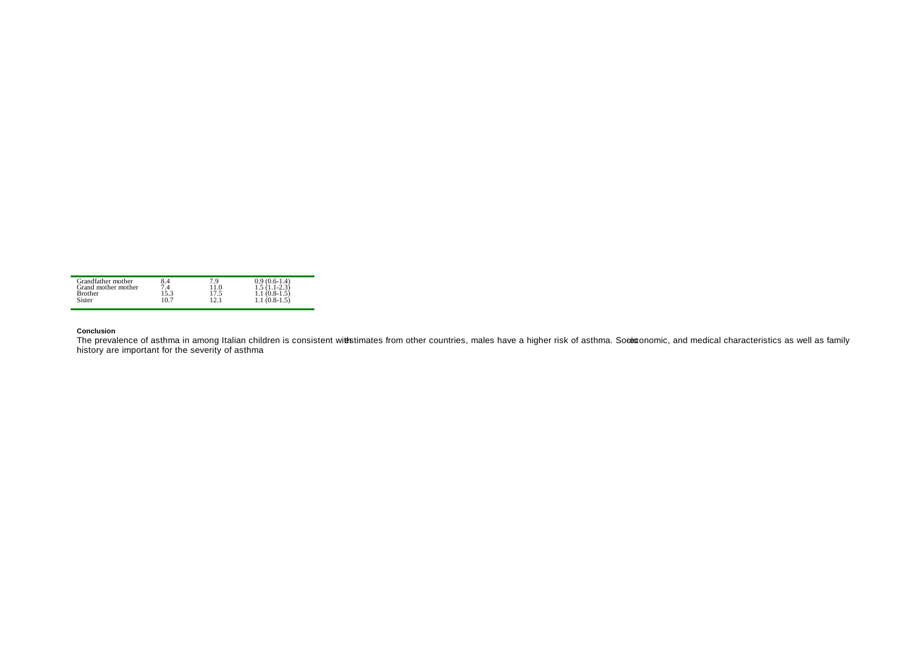| | | | |
|---|---|---|---|
| Grandfather mother | 8.4 | 7.9 | 0.9 (0.6-1.4) |
| Grand mother mother | 7.4 | 11.0 | 1.5 (1.1-2.3) |
| Brother | 15.3 | 17.5 | 1.1 (0.8-1.5) |
| Sister | 10.7 | 12.1 | 1.1 (0.8-1.5) |

**Conclusion**

The prevalence of asthma in among Italian children is consistent with estimates from other countries, males have a higher risk of asthma. Socioeconomic, and medical characteristics as well as family history are important for the severity of asthma